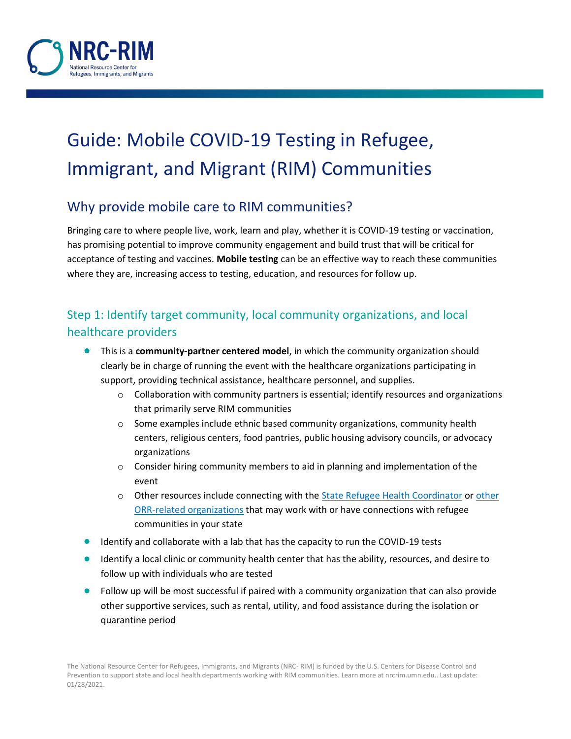# Guide: Mobile COVID-19 Testing in Refugee, Immigrant, and Migrant (RIM) Communities

## Why provide mobile care to RIM communities?

Bringing care to where people live, work, learn and play, whether it is COVID-19 testing or vaccination, has promising potential to improve community engagement and build trust that will be critical for acceptance of testing and vaccines. **Mobile testing** can be an effective way to reach these communities where they are, increasing access to testing, education, and resources for follow up.

## Step 1: Identify target community, local community organizations, and local healthcare providers

- This is a **community-partner centered model**, in which the community organization should clearly be in charge of running the event with the healthcare organizations participating in support, providing technical assistance, healthcare personnel, and supplies.
  - Collaboration with community partners is essential; identify resources and organizations that primarily serve RIM communities
  - Some examples include ethnic based community organizations, community health centers, religious centers, food pantries, public housing advisory councils, or advocacy organizations
  - Consider hiring community members to aid in planning and implementation of the event
  - Other resources include connecting with the State Refugee Health Coordinator or other ORR-related organizations that may work with or have connections with refugee communities in your state
- Identify and collaborate with a lab that has the capacity to run the COVID-19 tests
- Identify a local clinic or community health center that has the ability, resources, and desire to follow up with individuals who are tested
- Follow up will be most successful if paired with a community organization that can also provide other supportive services, such as rental, utility, and food assistance during the isolation or quarantine period

The National Resource Center for Refugees, Immigrants, and Migrants (NRC- RIM) is funded by the U.S. Centers for Disease Control and Prevention to support state and local health departments working with RIM communities. Learn more at nrcrim.umn.edu.. Last update: 01/28/2021.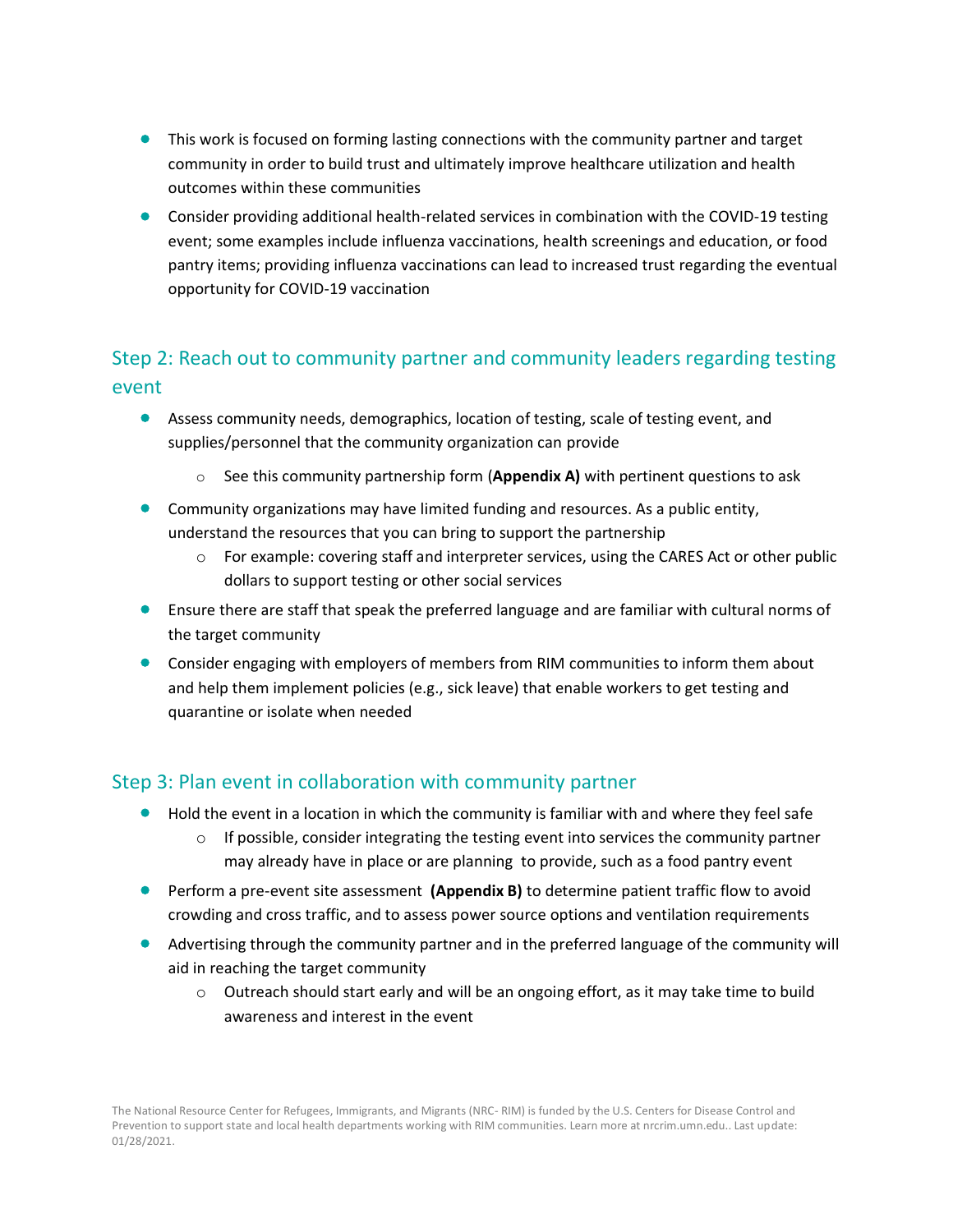- This work is focused on forming lasting connections with the community partner and target community in order to build trust and ultimately improve healthcare utilization and health outcomes within these communities
- Consider providing additional health-related services in combination with the COVID-19 testing event; some examples include influenza vaccinations, health screenings and education, or food pantry items; providing influenza vaccinations can lead to increased trust regarding the eventual opportunity for COVID-19 vaccination

## Step 2: Reach out to community partner and community leaders regarding testing event

- Assess community needs, demographics, location of testing, scale of testing event, and supplies/personnel that the community organization can provide
  - See this community partnership form (**Appendix A)** with pertinent questions to ask
- Community organizations may have limited funding and resources. As a public entity, understand the resources that you can bring to support the partnership
  - For example: covering staff and interpreter services, using the CARES Act or other public dollars to support testing or other social services
- Ensure there are staff that speak the preferred language and are familiar with cultural norms of the target community
- Consider engaging with employers of members from RIM communities to inform them about and help them implement policies (e.g., sick leave) that enable workers to get testing and quarantine or isolate when needed

## Step 3: Plan event in collaboration with community partner

- Hold the event in a location in which the community is familiar with and where they feel safe
  - If possible, consider integrating the testing event into services the community partner may already have in place or are planning to provide, such as a food pantry event
- Perform a pre-event site assessment **(Appendix B)** to determine patient traffic flow to avoid crowding and cross traffic, and to assess power source options and ventilation requirements
- Advertising through the community partner and in the preferred language of the community will aid in reaching the target community
  - Outreach should start early and will be an ongoing effort, as it may take time to build awareness and interest in the event

The National Resource Center for Refugees, Immigrants, and Migrants (NRC- RIM) is funded by the U.S. Centers for Disease Control and Prevention to support state and local health departments working with RIM communities. Learn more at nrcrim.umn.edu.. Last update: 01/28/2021.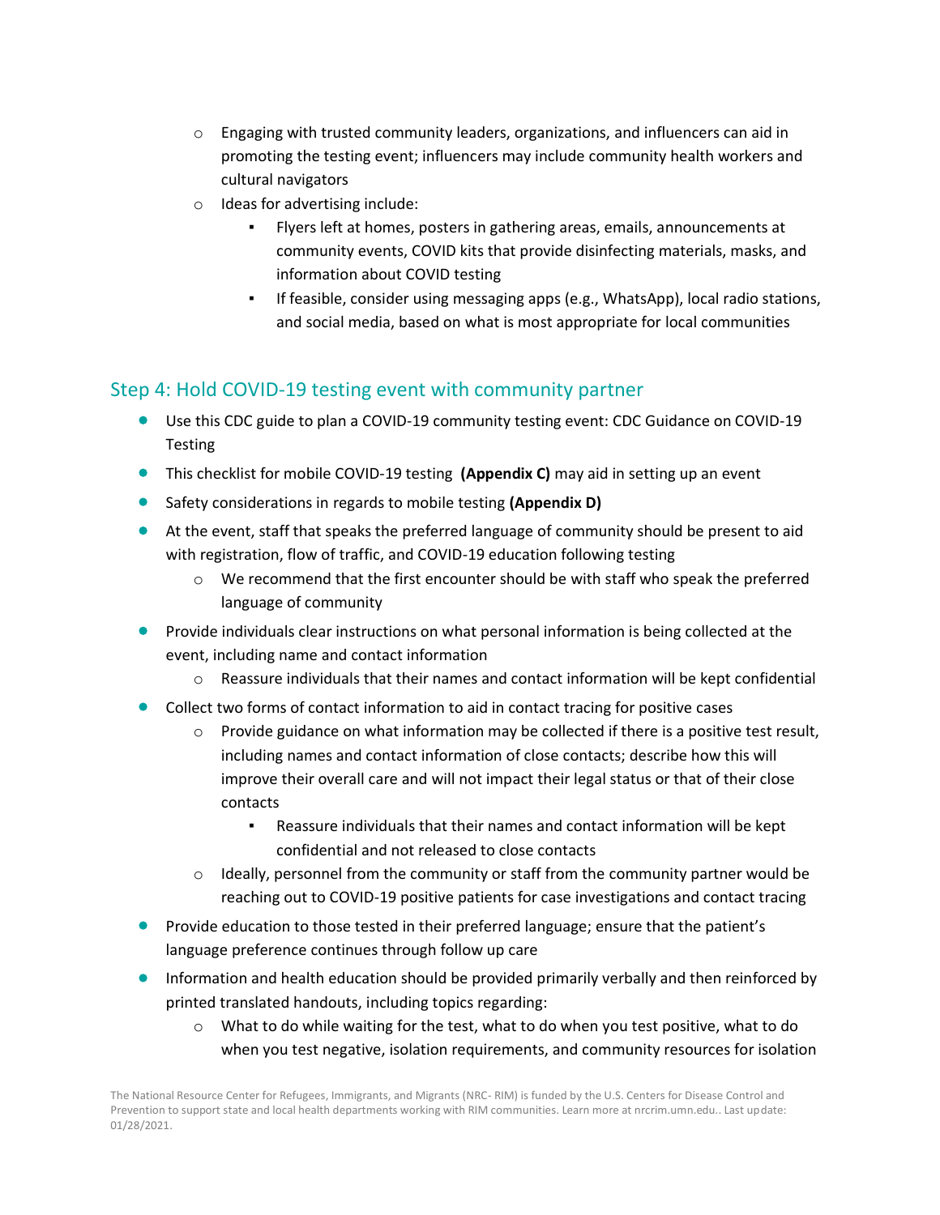- Engaging with trusted community leaders, organizations, and influencers can aid in promoting the testing event; influencers may include community health workers and cultural navigators
  - Ideas for advertising include:
    - Flyers left at homes, posters in gathering areas, emails, announcements at community events, COVID kits that provide disinfecting materials, masks, and information about COVID testing
    - If feasible, consider using messaging apps (e.g., WhatsApp), local radio stations, and social media, based on what is most appropriate for local communities

## Step 4: Hold COVID-19 testing event with community partner

- Use this CDC guide to plan a COVID-19 community testing event: CDC Guidance on COVID-19 Testing
- This checklist for mobile COVID-19 testing **(Appendix C)** may aid in setting up an event
- Safety considerations in regards to mobile testing **(Appendix D)**
- At the event, staff that speaks the preferred language of community should be present to aid with registration, flow of traffic, and COVID-19 education following testing
  - We recommend that the first encounter should be with staff who speak the preferred language of community
- Provide individuals clear instructions on what personal information is being collected at the event, including name and contact information
  - Reassure individuals that their names and contact information will be kept confidential
- Collect two forms of contact information to aid in contact tracing for positive cases
  - Provide guidance on what information may be collected if there is a positive test result, including names and contact information of close contacts; describe how this will improve their overall care and will not impact their legal status or that of their close contacts
    - Reassure individuals that their names and contact information will be kept confidential and not released to close contacts
  - Ideally, personnel from the community or staff from the community partner would be reaching out to COVID-19 positive patients for case investigations and contact tracing
- Provide education to those tested in their preferred language; ensure that the patient's language preference continues through follow up care
- Information and health education should be provided primarily verbally and then reinforced by printed translated handouts, including topics regarding:
  - What to do while waiting for the test, what to do when you test positive, what to do when you test negative, isolation requirements, and community resources for isolation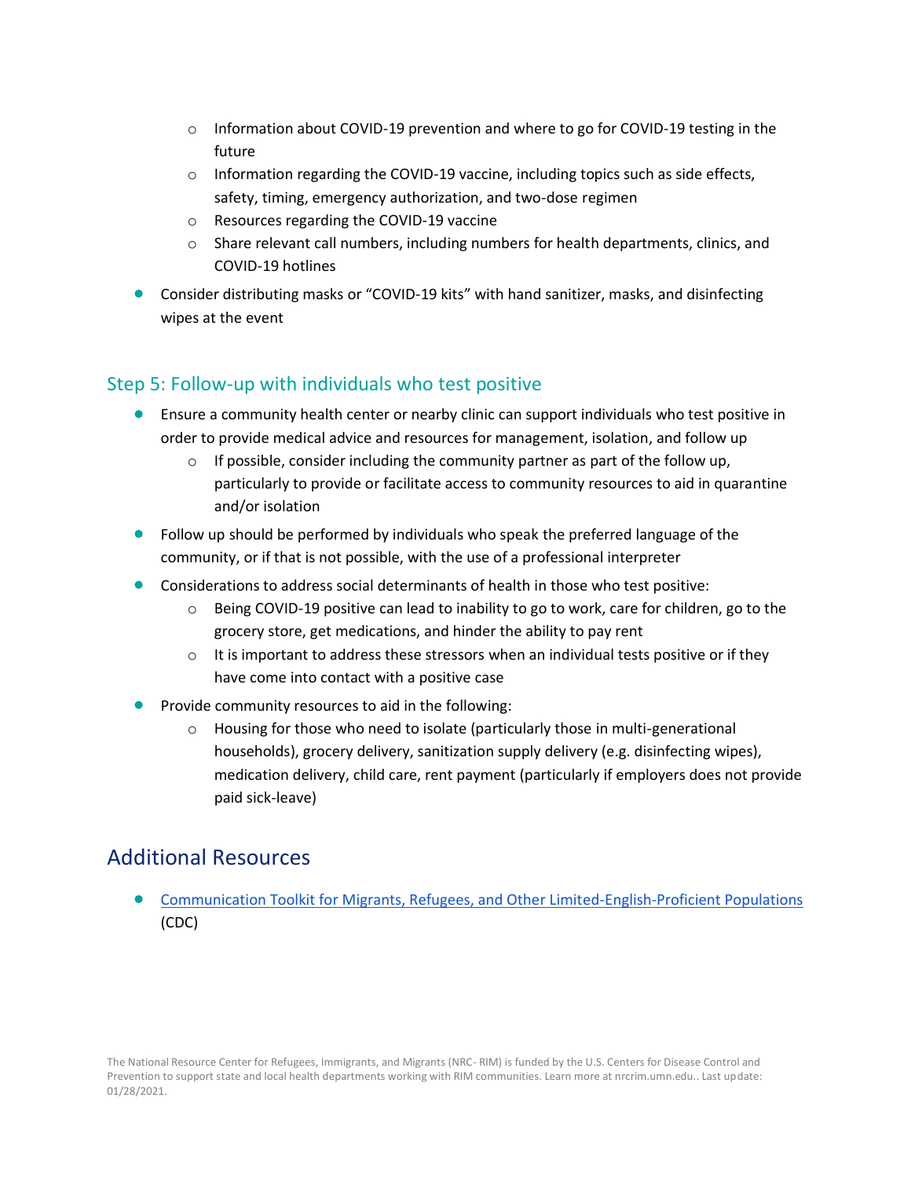- Information about COVID-19 prevention and where to go for COVID-19 testing in the future
    - Information regarding the COVID-19 vaccine, including topics such as side effects, safety, timing, emergency authorization, and two-dose regimen
    - Resources regarding the COVID-19 vaccine
    - Share relevant call numbers, including numbers for health departments, clinics, and COVID-19 hotlines
- Consider distributing masks or "COVID-19 kits" with hand sanitizer, masks, and disinfecting wipes at the event

### Step 5: Follow-up with individuals who test positive

- Ensure a community health center or nearby clinic can support individuals who test positive in order to provide medical advice and resources for management, isolation, and follow up
    - If possible, consider including the community partner as part of the follow up, particularly to provide or facilitate access to community resources to aid in quarantine and/or isolation
- Follow up should be performed by individuals who speak the preferred language of the community, or if that is not possible, with the use of a professional interpreter
- Considerations to address social determinants of health in those who test positive:
    - Being COVID-19 positive can lead to inability to go to work, care for children, go to the grocery store, get medications, and hinder the ability to pay rent
    - It is important to address these stressors when an individual tests positive or if they have come into contact with a positive case
- Provide community resources to aid in the following:
    - Housing for those who need to isolate (particularly those in multi-generational households), grocery delivery, sanitization supply delivery (e.g. disinfecting wipes), medication delivery, child care, rent payment (particularly if employers does not provide paid sick-leave)

## Additional Resources

- Communication Toolkit for Migrants, Refugees, and Other Limited-English-Proficient Populations (CDC)

The National Resource Center for Refugees, Immigrants, and Migrants (NRC- RIM) is funded by the U.S. Centers for Disease Control and Prevention to support state and local health departments working with RIM communities. Learn more at nrcrim.umn.edu.. Last update: 01/28/2021.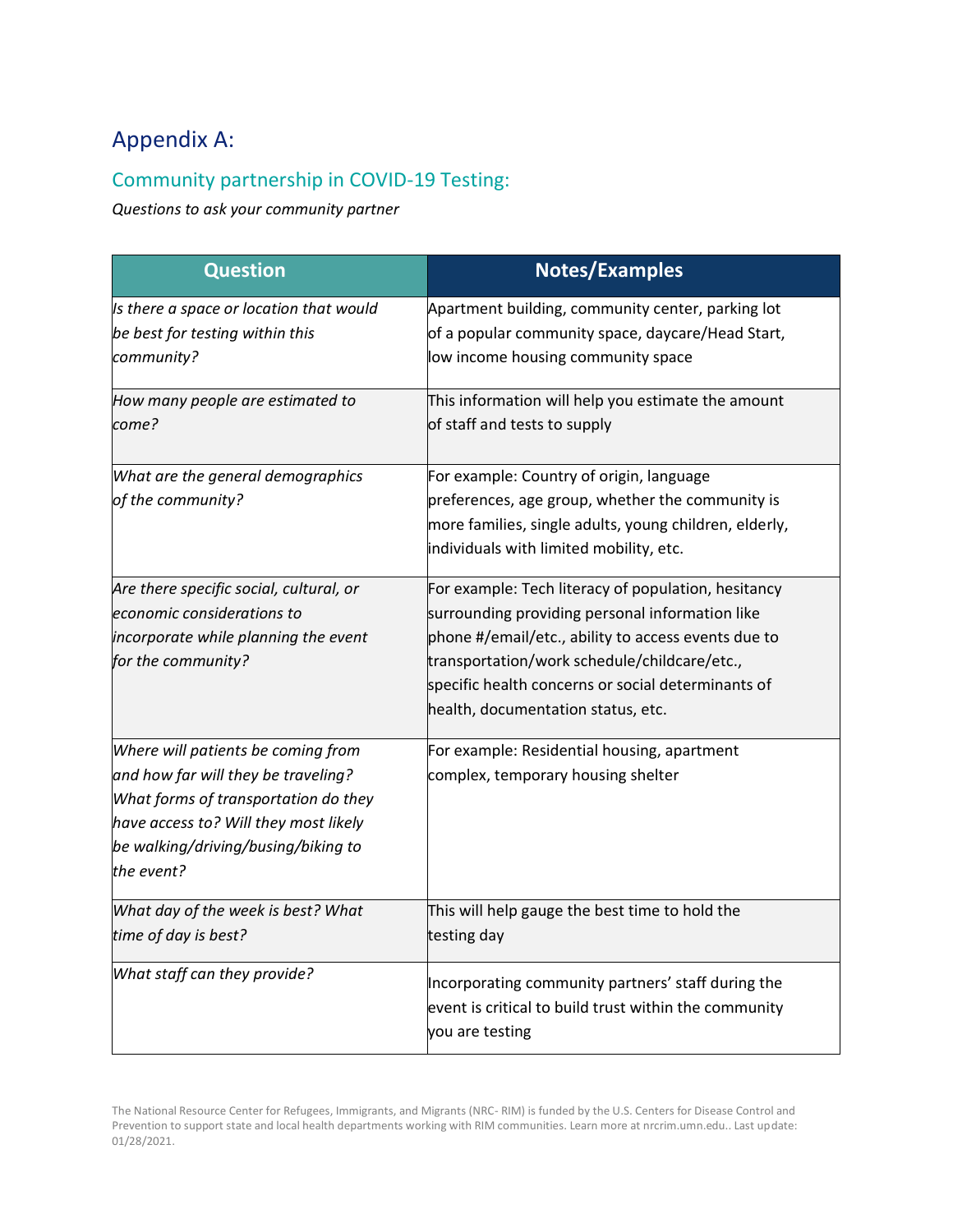## Appendix A:

### Community partnership in COVID-19 Testing:

*Questions to ask your community partner*

| Question | Notes/Examples |
|---|---|
| *Is there a space or location that would be best for testing within this community?* | Apartment building, community center, parking lot of a popular community space, daycare/Head Start, low income housing community space |
| *How many people are estimated to come?* | This information will help you estimate the amount of staff and tests to supply |
| *What are the general demographics of the community?* | For example: Country of origin, language preferences, age group, whether the community is more families, single adults, young children, elderly, individuals with limited mobility, etc. |
| *Are there specific social, cultural, or economic considerations to incorporate while planning the event for the community?* | For example: Tech literacy of population, hesitancy surrounding providing personal information like phone #/email/etc., ability to access events due to transportation/work schedule/childcare/etc., specific health concerns or social determinants of health, documentation status, etc. |
| *Where will patients be coming from and how far will they be traveling? What forms of transportation do they have access to? Will they most likely be walking/driving/busing/biking to the event?* | For example: Residential housing, apartment complex, temporary housing shelter |
| *What day of the week is best? What time of day is best?* | This will help gauge the best time to hold the testing day |
| *What staff can they provide?* | Incorporating community partners' staff during the event is critical to build trust within the community you are testing |

The National Resource Center for Refugees, Immigrants, and Migrants (NRC- RIM) is funded by the U.S. Centers for Disease Control and Prevention to support state and local health departments working with RIM communities. Learn more at nrcrim.umn.edu.. Last update: 01/28/2021.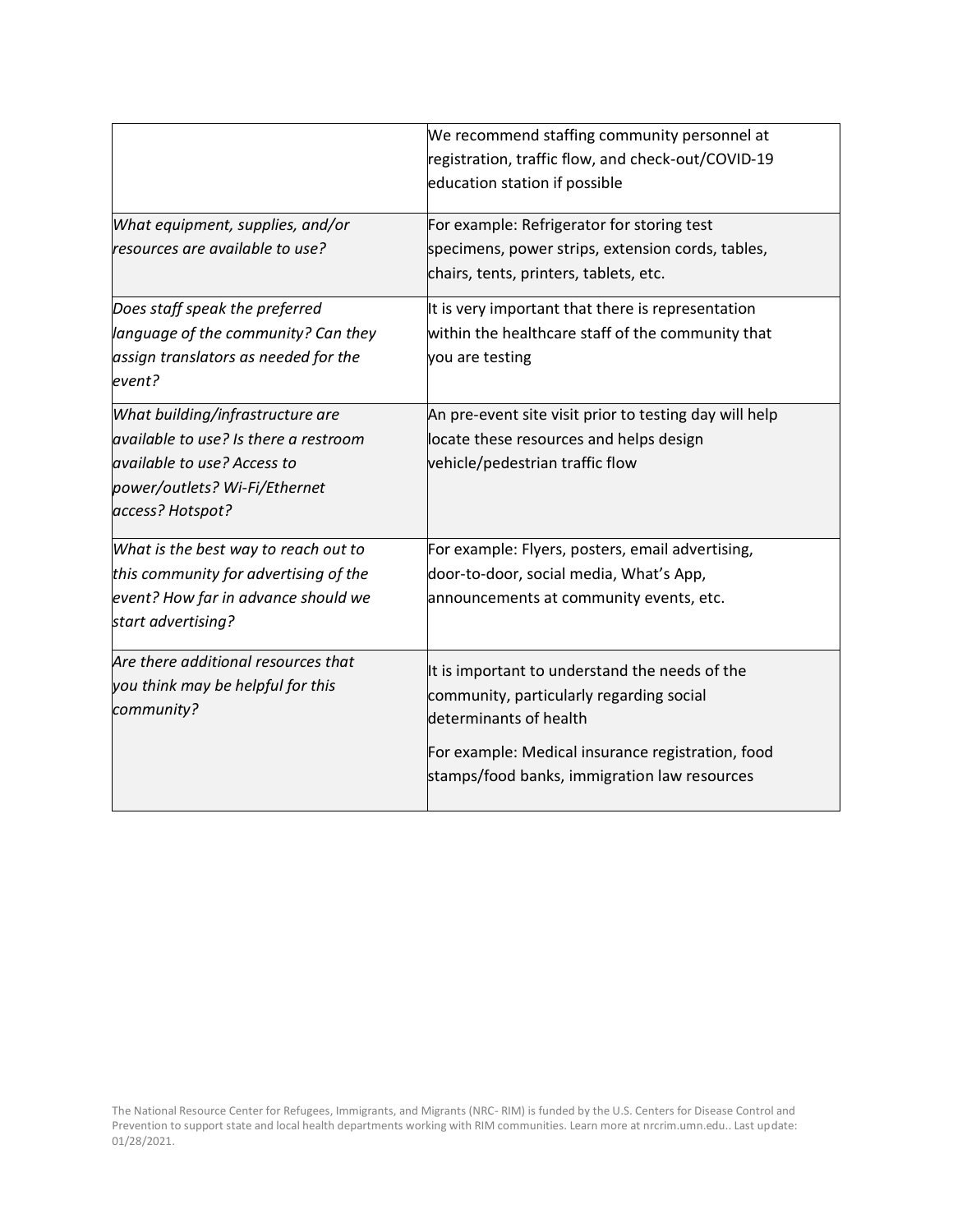| | |
|---|---|
| | We recommend staffing community personnel at registration, traffic flow, and check-out/COVID-19 education station if possible |
| *What equipment, supplies, and/or resources are available to use?* | For example: Refrigerator for storing test specimens, power strips, extension cords, tables, chairs, tents, printers, tablets, etc. |
| *Does staff speak the preferred language of the community? Can they assign translators as needed for the event?* | It is very important that there is representation within the healthcare staff of the community that you are testing |
| *What building/infrastructure are available to use? Is there a restroom available to use? Access to power/outlets? Wi-Fi/Ethernet access? Hotspot?* | An pre-event site visit prior to testing day will help locate these resources and helps design vehicle/pedestrian traffic flow |
| *What is the best way to reach out to this community for advertising of the event? How far in advance should we start advertising?* | For example: Flyers, posters, email advertising, door-to-door, social media, What's App, announcements at community events, etc. |
| *Are there additional resources that you think may be helpful for this community?* | It is important to understand the needs of the community, particularly regarding social determinants of health<br><br>For example: Medical insurance registration, food stamps/food banks, immigration law resources |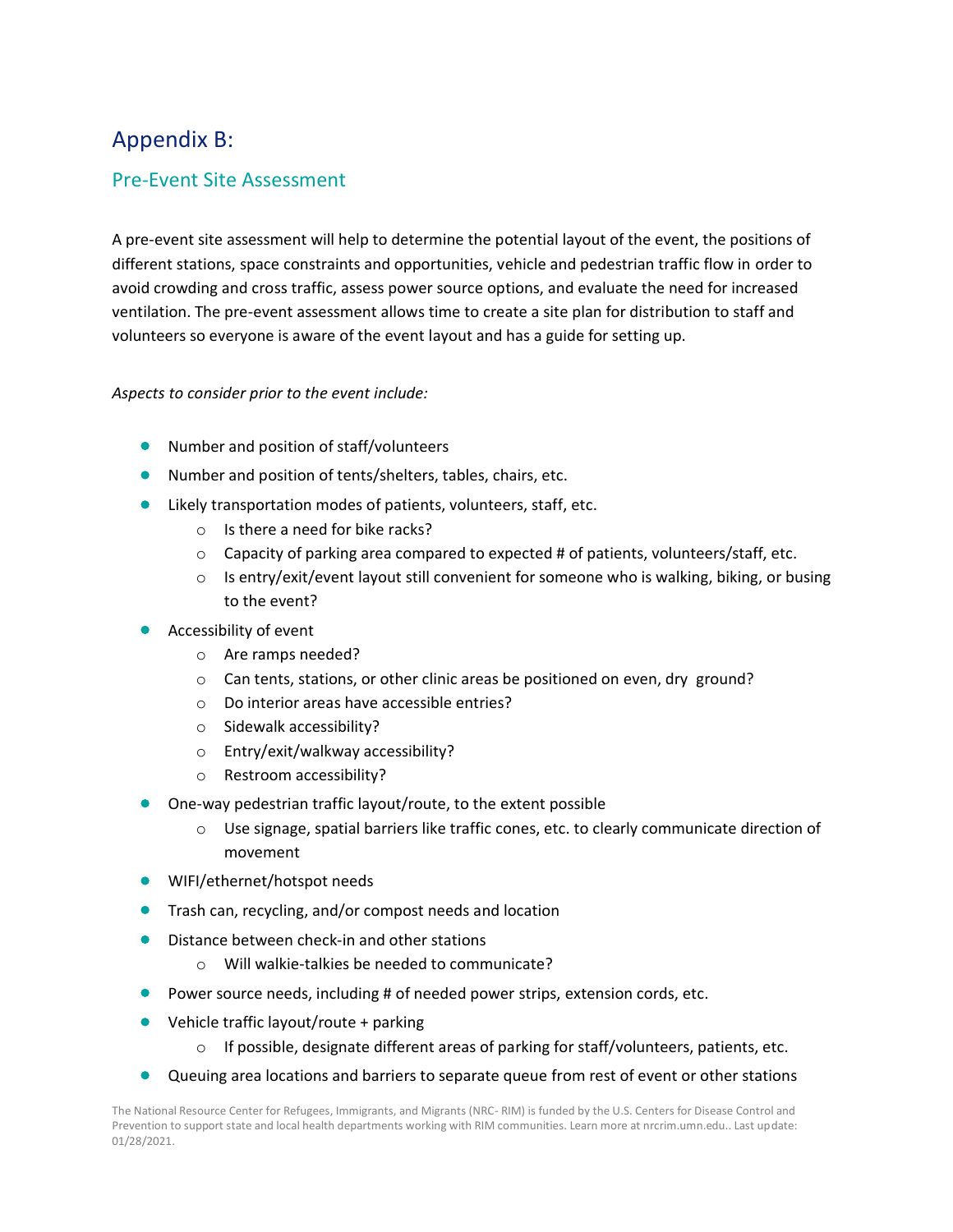# Appendix B:

## Pre-Event Site Assessment

A pre-event site assessment will help to determine the potential layout of the event, the positions of different stations, space constraints and opportunities, vehicle and pedestrian traffic flow in order to avoid crowding and cross traffic, assess power source options, and evaluate the need for increased ventilation. The pre-event assessment allows time to create a site plan for distribution to staff and volunteers so everyone is aware of the event layout and has a guide for setting up.

*Aspects to consider prior to the event include:*

- Number and position of staff/volunteers
- Number and position of tents/shelters, tables, chairs, etc.
- Likely transportation modes of patients, volunteers, staff, etc.
  - Is there a need for bike racks?
  - Capacity of parking area compared to expected # of patients, volunteers/staff, etc.
  - Is entry/exit/event layout still convenient for someone who is walking, biking, or busing to the event?
- Accessibility of event
  - Are ramps needed?
  - Can tents, stations, or other clinic areas be positioned on even, dry ground?
  - Do interior areas have accessible entries?
  - Sidewalk accessibility?
  - Entry/exit/walkway accessibility?
  - Restroom accessibility?
- One-way pedestrian traffic layout/route, to the extent possible
  - Use signage, spatial barriers like traffic cones, etc. to clearly communicate direction of movement
- WIFI/ethernet/hotspot needs
- Trash can, recycling, and/or compost needs and location
- Distance between check-in and other stations
  - Will walkie-talkies be needed to communicate?
- Power source needs, including # of needed power strips, extension cords, etc.
- Vehicle traffic layout/route + parking
  - If possible, designate different areas of parking for staff/volunteers, patients, etc.
- Queuing area locations and barriers to separate queue from rest of event or other stations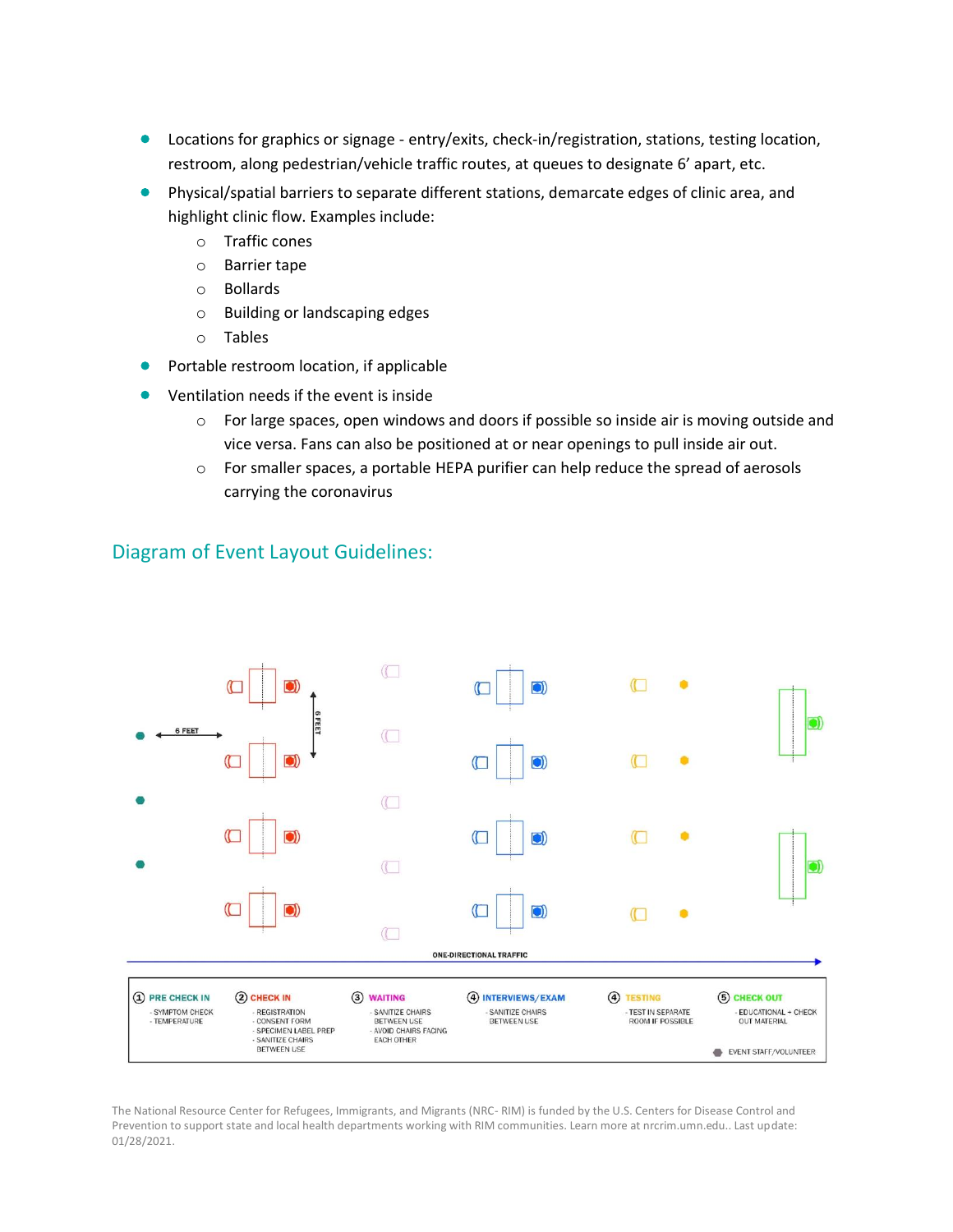- Locations for graphics or signage - entry/exits, check-in/registration, stations, testing location, restroom, along pedestrian/vehicle traffic routes, at queues to designate 6' apart, etc.
- Physical/spatial barriers to separate different stations, demarcate edges of clinic area, and highlight clinic flow. Examples include:
  - Traffic cones
  - Barrier tape
  - Bollards
  - Building or landscaping edges
  - Tables
- Portable restroom location, if applicable
- Ventilation needs if the event is inside
  - For large spaces, open windows and doors if possible so inside air is moving outside and vice versa. Fans can also be positioned at or near openings to pull inside air out.
  - For smaller spaces, a portable HEPA purifier can help reduce the spread of aerosols carrying the coronavirus

## Diagram of Event Layout Guidelines:

6 FEET

6 FEET

ONE-DIRECTIONAL TRAFFIC

| ① PRE CHECK IN | ② CHECK IN | ③ WAITING | ④ INTERVIEWS/EXAM | ④ TESTING | ⑤ CHECK OUT |
|---|---|---|---|---|---|
| - SYMPTOM CHECK<br>- TEMPERATURE | - REGISTRATION<br>- CONSENT FORM<br>- SPECIMEN LABEL PREP<br>- SANITIZE CHAIRS BETWEEN USE | - SANITIZE CHAIRS BETWEEN USE<br>- AVOID CHAIRS FACING EACH OTHER | - SANITIZE CHAIRS BETWEEN USE | - TEST IN SEPARATE ROOM IF POSSIBLE | - EDUCATIONAL + CHECK OUT MATERIAL |

● EVENT STAFF/VOLUNTEER

The National Resource Center for Refugees, Immigrants, and Migrants (NRC- RIM) is funded by the U.S. Centers for Disease Control and Prevention to support state and local health departments working with RIM communities. Learn more at nrcrim.umn.edu.. Last update: 01/28/2021.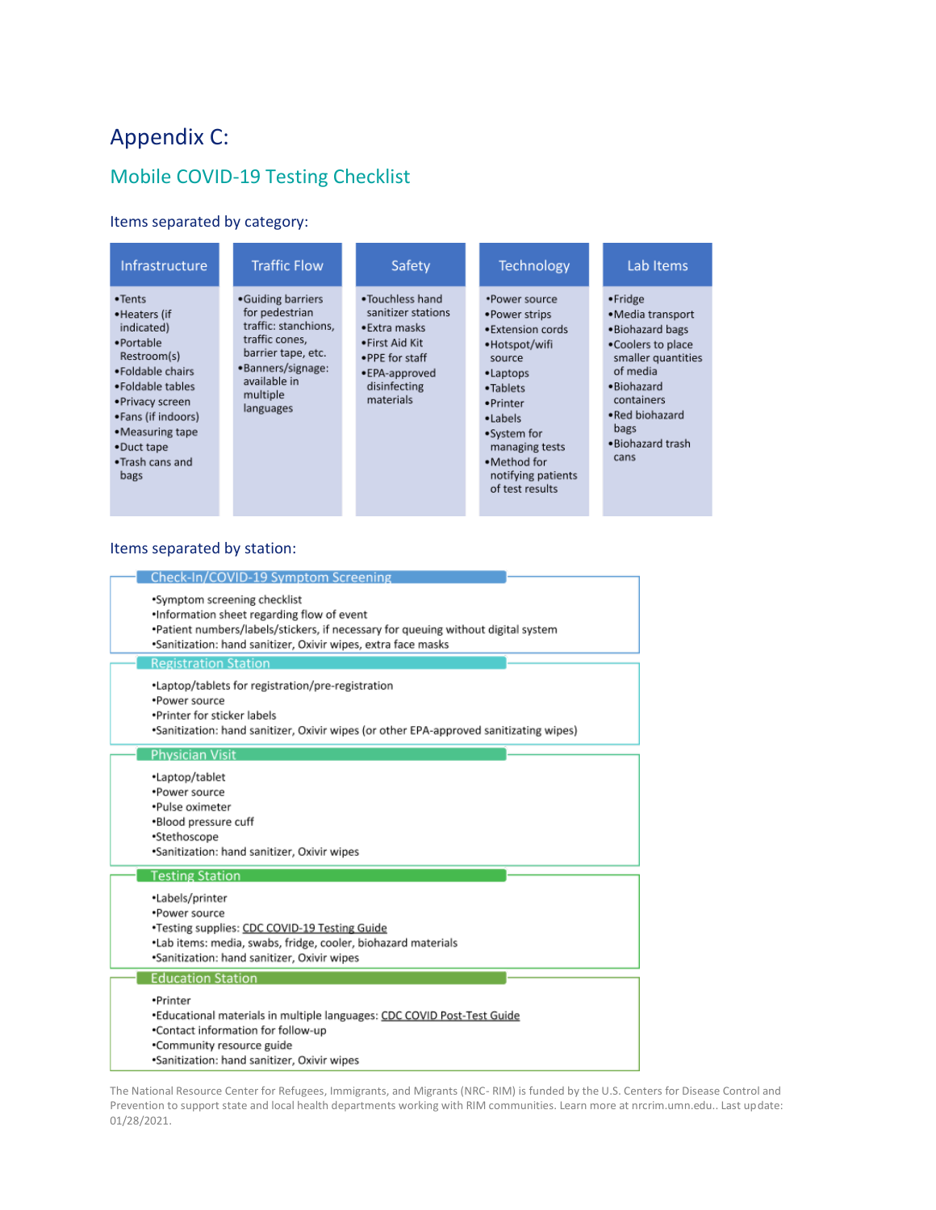# Appendix C:

## Mobile COVID-19 Testing Checklist

### Items separated by category:

| Infrastructure | Traffic Flow | Safety | Technology | Lab Items |
|---|---|---|---|---|
| •Tents<br>•Heaters (if indicated)<br>•Portable Restroom(s)<br>•Foldable chairs<br>•Foldable tables<br>•Privacy screen<br>•Fans (if indoors)<br>•Measuring tape<br>•Duct tape<br>•Trash cans and bags | •Guiding barriers for pedestrian traffic: stanchions, traffic cones, barrier tape, etc.<br>•Banners/signage: available in multiple languages | •Touchless hand sanitizer stations<br>•Extra masks<br>•First Aid Kit<br>•PPE for staff<br>•EPA-approved disinfecting materials | •Power source<br>•Power strips<br>•Extension cords<br>•Hotspot/wifi source<br>•Laptops<br>•Tablets<br>•Printer<br>•Labels<br>•System for managing tests<br>•Method for notifying patients of test results | •Fridge<br>•Media transport<br>•Biohazard bags<br>•Coolers to place smaller quantities of media<br>•Biohazard containers<br>•Red biohazard bags<br>•Biohazard trash cans |

### Items separated by station:

**Check-In/COVID-19 Symptom Screening**

- Symptom screening checklist
- Information sheet regarding flow of event
- Patient numbers/labels/stickers, if necessary for queuing without digital system
- Sanitization: hand sanitizer, Oxivir wipes, extra face masks

**Registration Station**

- Laptop/tablets for registration/pre-registration
- Power source
- Printer for sticker labels
- Sanitization: hand sanitizer, Oxivir wipes (or other EPA-approved sanitizating wipes)

**Physician Visit**

- Laptop/tablet
- Power source
- Pulse oximeter
- Blood pressure cuff
- Stethoscope
- Sanitization: hand sanitizer, Oxivir wipes

**Testing Station**

- Labels/printer
- Power source
- Testing supplies: CDC COVID-19 Testing Guide
- Lab items: media, swabs, fridge, cooler, biohazard materials
- Sanitization: hand sanitizer, Oxivir wipes

**Education Station**

- Printer
- Educational materials in multiple languages: CDC COVID Post-Test Guide
- Contact information for follow-up
- Community resource guide
- Sanitization: hand sanitizer, Oxivir wipes

The National Resource Center for Refugees, Immigrants, and Migrants (NRC- RIM) is funded by the U.S. Centers for Disease Control and Prevention to support state and local health departments working with RIM communities. Learn more at nrcrim.umn.edu.. Last update: 01/28/2021.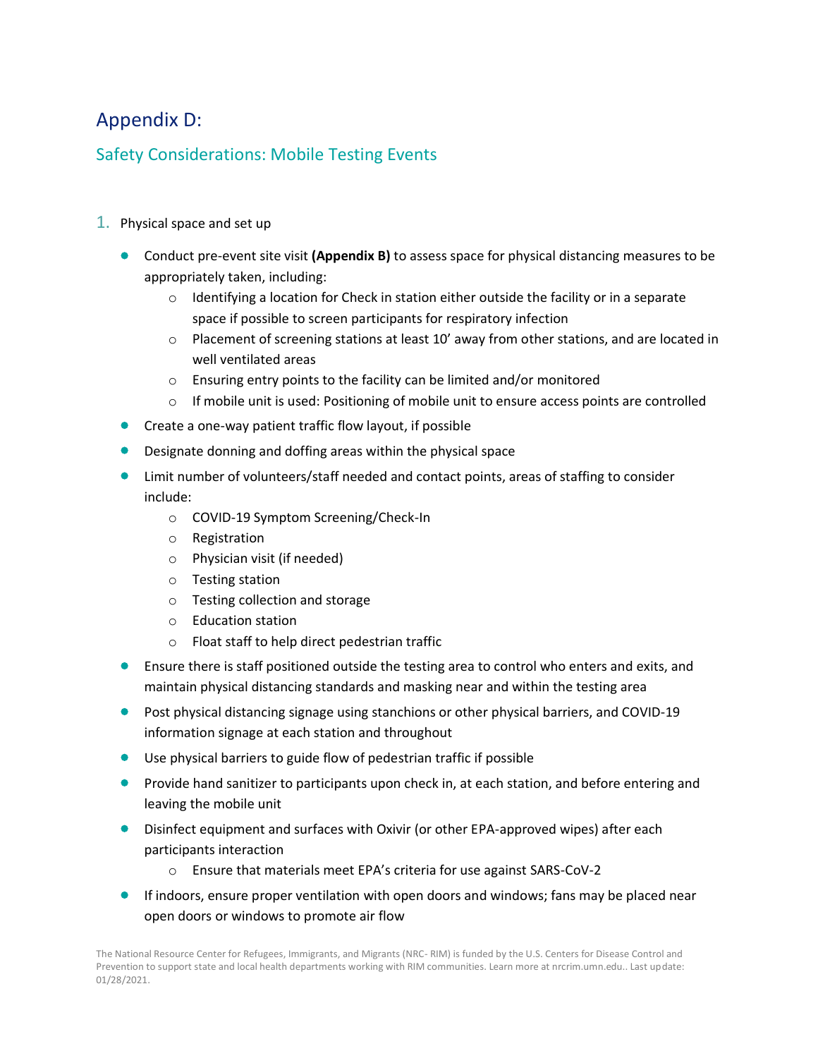# Appendix D:

## Safety Considerations: Mobile Testing Events

1. Physical space and set up

- Conduct pre-event site visit **(Appendix B)** to assess space for physical distancing measures to be appropriately taken, including:
  - Identifying a location for Check in station either outside the facility or in a separate space if possible to screen participants for respiratory infection
  - Placement of screening stations at least 10' away from other stations, and are located in well ventilated areas
  - Ensuring entry points to the facility can be limited and/or monitored
  - If mobile unit is used: Positioning of mobile unit to ensure access points are controlled
- Create a one-way patient traffic flow layout, if possible
- Designate donning and doffing areas within the physical space
- Limit number of volunteers/staff needed and contact points, areas of staffing to consider include:
  - COVID-19 Symptom Screening/Check-In
  - Registration
  - Physician visit (if needed)
  - Testing station
  - Testing collection and storage
  - Education station
  - Float staff to help direct pedestrian traffic
- Ensure there is staff positioned outside the testing area to control who enters and exits, and maintain physical distancing standards and masking near and within the testing area
- Post physical distancing signage using stanchions or other physical barriers, and COVID-19 information signage at each station and throughout
- Use physical barriers to guide flow of pedestrian traffic if possible
- Provide hand sanitizer to participants upon check in, at each station, and before entering and leaving the mobile unit
- Disinfect equipment and surfaces with Oxivir (or other EPA-approved wipes) after each participants interaction
  - Ensure that materials meet EPA's criteria for use against SARS-CoV-2
- If indoors, ensure proper ventilation with open doors and windows; fans may be placed near open doors or windows to promote air flow

The National Resource Center for Refugees, Immigrants, and Migrants (NRC- RIM) is funded by the U.S. Centers for Disease Control and Prevention to support state and local health departments working with RIM communities. Learn more at nrcrim.umn.edu.. Last update: 01/28/2021.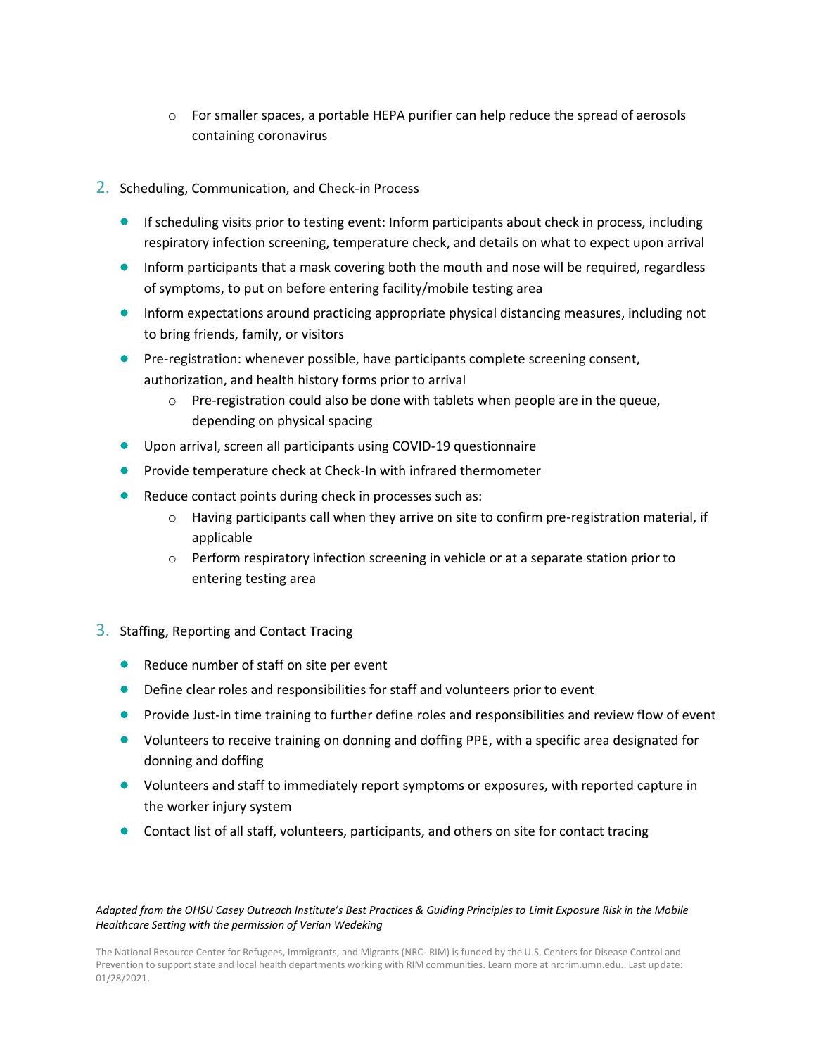- For smaller spaces, a portable HEPA purifier can help reduce the spread of aerosols containing coronavirus

2. Scheduling, Communication, and Check-in Process

- If scheduling visits prior to testing event: Inform participants about check in process, including respiratory infection screening, temperature check, and details on what to expect upon arrival
- Inform participants that a mask covering both the mouth and nose will be required, regardless of symptoms, to put on before entering facility/mobile testing area
- Inform expectations around practicing appropriate physical distancing measures, including not to bring friends, family, or visitors
- Pre-registration: whenever possible, have participants complete screening consent, authorization, and health history forms prior to arrival
    - Pre-registration could also be done with tablets when people are in the queue, depending on physical spacing
- Upon arrival, screen all participants using COVID-19 questionnaire
- Provide temperature check at Check-In with infrared thermometer
- Reduce contact points during check in processes such as:
    - Having participants call when they arrive on site to confirm pre-registration material, if applicable
    - Perform respiratory infection screening in vehicle or at a separate station prior to entering testing area

3. Staffing, Reporting and Contact Tracing

- Reduce number of staff on site per event
- Define clear roles and responsibilities for staff and volunteers prior to event
- Provide Just-in time training to further define roles and responsibilities and review flow of event
- Volunteers to receive training on donning and doffing PPE, with a specific area designated for donning and doffing
- Volunteers and staff to immediately report symptoms or exposures, with reported capture in the worker injury system
- Contact list of all staff, volunteers, participants, and others on site for contact tracing

*Adapted from the OHSU Casey Outreach Institute's Best Practices & Guiding Principles to Limit Exposure Risk in the Mobile Healthcare Setting with the permission of Verian Wedeking*

The National Resource Center for Refugees, Immigrants, and Migrants (NRC- RIM) is funded by the U.S. Centers for Disease Control and Prevention to support state and local health departments working with RIM communities. Learn more at nrcrim.umn.edu.. Last update: 01/28/2021.